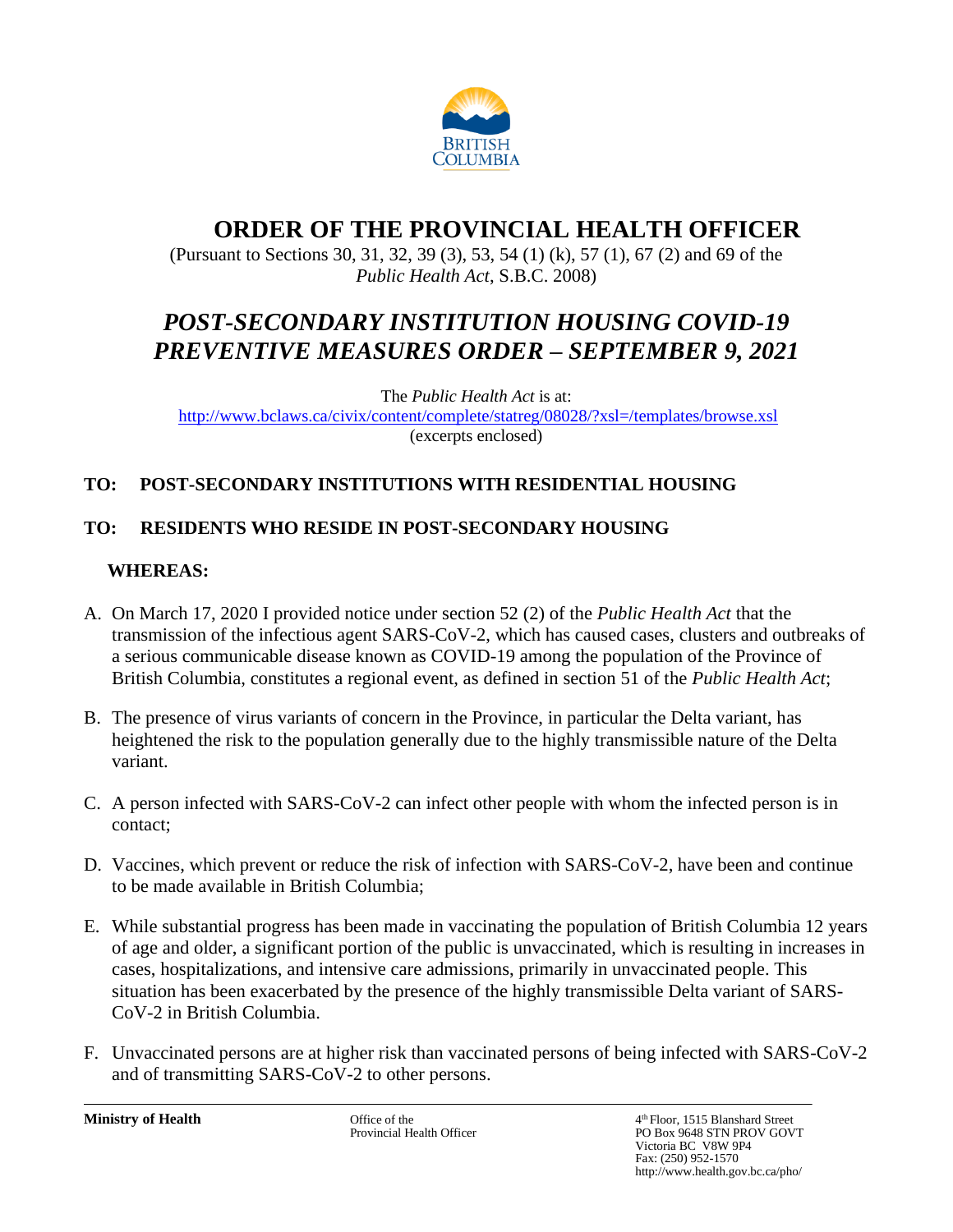BRITISH COLUMBIA

# ORDER OF THE PROVINCIAL HEALTH OFFICER

(Pursuant to Sections 30, 31, 32, 39 (3), 53, 54 (1) (k), 57 (1), 67 (2) and 69 of the *Public Health Act*, S.B.C. 2008)

## *POST-SECONDARY INSTITUTION HOUSING COVID-19 PREVENTIVE MEASURES ORDER – SEPTEMBER 9, 2021*

The *Public Health Act* is at:
http://www.bclaws.ca/civix/content/complete/statreg/08028/?xsl=/templates/browse.xsl
(excerpts enclosed)

**TO: POST-SECONDARY INSTITUTIONS WITH RESIDENTIAL HOUSING**

**TO: RESIDENTS WHO RESIDE IN POST-SECONDARY HOUSING**

**WHEREAS:**

A. On March 17, 2020 I provided notice under section 52 (2) of the *Public Health Act* that the transmission of the infectious agent SARS-CoV-2, which has caused cases, clusters and outbreaks of a serious communicable disease known as COVID-19 among the population of the Province of British Columbia, constitutes a regional event, as defined in section 51 of the *Public Health Act*;

B. The presence of virus variants of concern in the Province, in particular the Delta variant, has heightened the risk to the population generally due to the highly transmissible nature of the Delta variant.

C. A person infected with SARS-CoV-2 can infect other people with whom the infected person is in contact;

D. Vaccines, which prevent or reduce the risk of infection with SARS-CoV-2, have been and continue to be made available in British Columbia;

E. While substantial progress has been made in vaccinating the population of British Columbia 12 years of age and older, a significant portion of the public is unvaccinated, which is resulting in increases in cases, hospitalizations, and intensive care admissions, primarily in unvaccinated people. This situation has been exacerbated by the presence of the highly transmissible Delta variant of SARS-CoV-2 in British Columbia.

F. Unvaccinated persons are at higher risk than vaccinated persons of being infected with SARS-CoV-2 and of transmitting SARS-CoV-2 to other persons.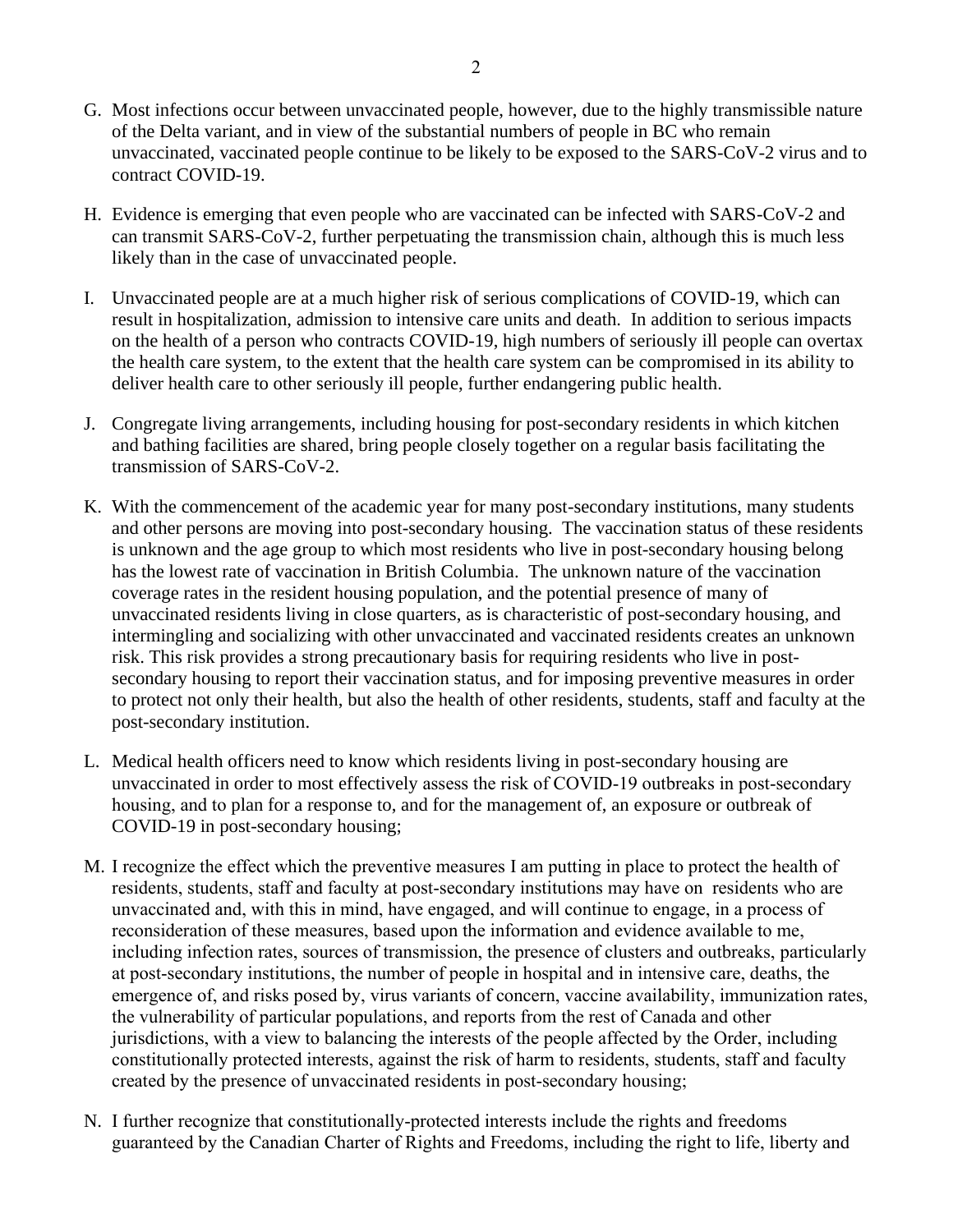G. Most infections occur between unvaccinated people, however, due to the highly transmissible nature of the Delta variant, and in view of the substantial numbers of people in BC who remain unvaccinated, vaccinated people continue to be likely to be exposed to the SARS-CoV-2 virus and to contract COVID-19.

H. Evidence is emerging that even people who are vaccinated can be infected with SARS-CoV-2 and can transmit SARS-CoV-2, further perpetuating the transmission chain, although this is much less likely than in the case of unvaccinated people.

I. Unvaccinated people are at a much higher risk of serious complications of COVID-19, which can result in hospitalization, admission to intensive care units and death. In addition to serious impacts on the health of a person who contracts COVID-19, high numbers of seriously ill people can overtax the health care system, to the extent that the health care system can be compromised in its ability to deliver health care to other seriously ill people, further endangering public health.

J. Congregate living arrangements, including housing for post-secondary residents in which kitchen and bathing facilities are shared, bring people closely together on a regular basis facilitating the transmission of SARS-CoV-2.

K. With the commencement of the academic year for many post-secondary institutions, many students and other persons are moving into post-secondary housing. The vaccination status of these residents is unknown and the age group to which most residents who live in post-secondary housing belong has the lowest rate of vaccination in British Columbia. The unknown nature of the vaccination coverage rates in the resident housing population, and the potential presence of many of unvaccinated residents living in close quarters, as is characteristic of post-secondary housing, and intermingling and socializing with other unvaccinated and vaccinated residents creates an unknown risk. This risk provides a strong precautionary basis for requiring residents who live in post-secondary housing to report their vaccination status, and for imposing preventive measures in order to protect not only their health, but also the health of other residents, students, staff and faculty at the post-secondary institution.

L. Medical health officers need to know which residents living in post-secondary housing are unvaccinated in order to most effectively assess the risk of COVID-19 outbreaks in post-secondary housing, and to plan for a response to, and for the management of, an exposure or outbreak of COVID-19 in post-secondary housing;

M. I recognize the effect which the preventive measures I am putting in place to protect the health of residents, students, staff and faculty at post-secondary institutions may have on residents who are unvaccinated and, with this in mind, have engaged, and will continue to engage, in a process of reconsideration of these measures, based upon the information and evidence available to me, including infection rates, sources of transmission, the presence of clusters and outbreaks, particularly at post-secondary institutions, the number of people in hospital and in intensive care, deaths, the emergence of, and risks posed by, virus variants of concern, vaccine availability, immunization rates, the vulnerability of particular populations, and reports from the rest of Canada and other jurisdictions, with a view to balancing the interests of the people affected by the Order, including constitutionally protected interests, against the risk of harm to residents, students, staff and faculty created by the presence of unvaccinated residents in post-secondary housing;

N. I further recognize that constitutionally-protected interests include the rights and freedoms guaranteed by the Canadian Charter of Rights and Freedoms, including the right to life, liberty and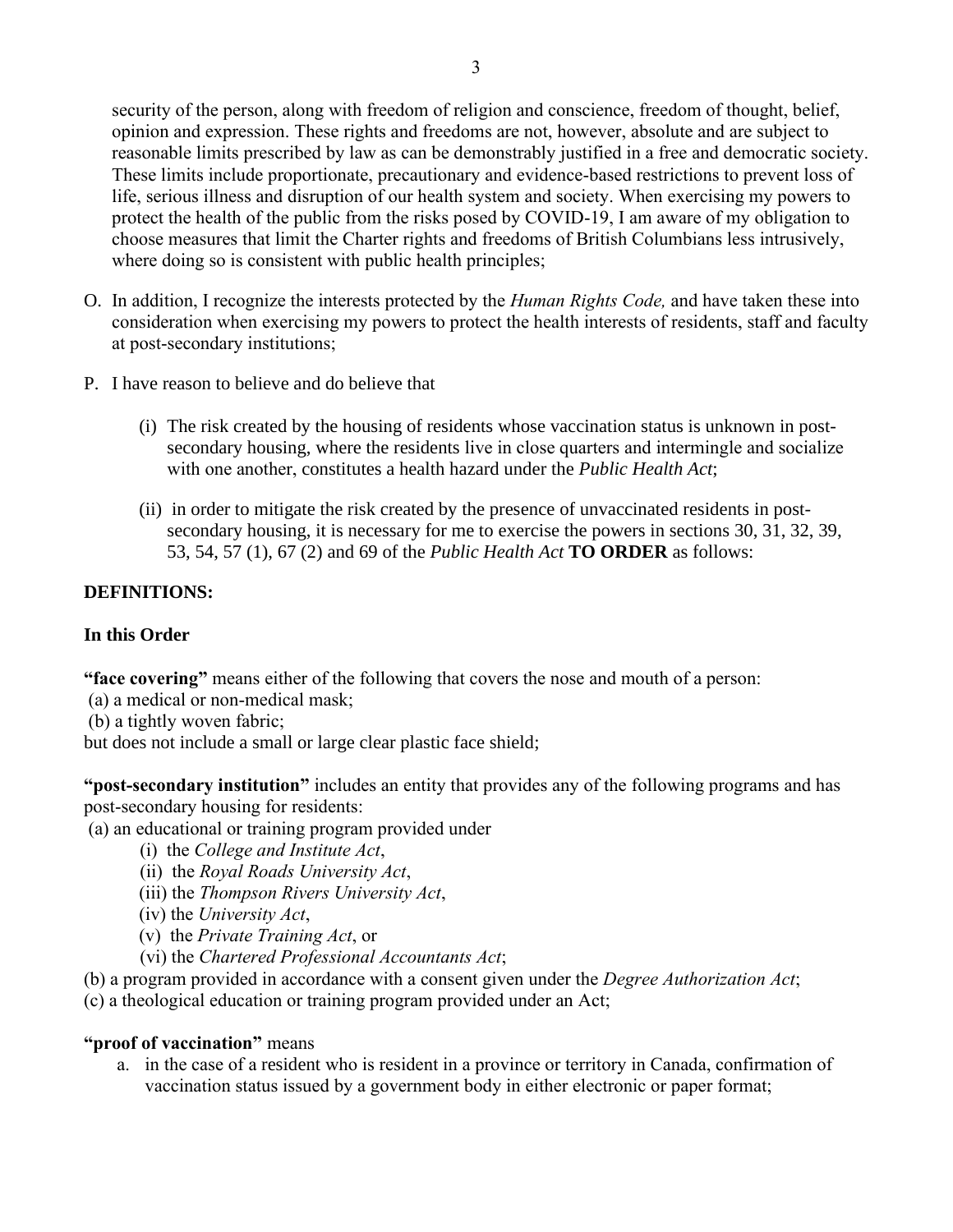security of the person, along with freedom of religion and conscience, freedom of thought, belief, opinion and expression. These rights and freedoms are not, however, absolute and are subject to reasonable limits prescribed by law as can be demonstrably justified in a free and democratic society. These limits include proportionate, precautionary and evidence-based restrictions to prevent loss of life, serious illness and disruption of our health system and society. When exercising my powers to protect the health of the public from the risks posed by COVID-19, I am aware of my obligation to choose measures that limit the Charter rights and freedoms of British Columbians less intrusively, where doing so is consistent with public health principles;

O. In addition, I recognize the interests protected by the *Human Rights Code,* and have taken these into consideration when exercising my powers to protect the health interests of residents, staff and faculty at post-secondary institutions;

P. I have reason to believe and do believe that

   (i) The risk created by the housing of residents whose vaccination status is unknown in post-secondary housing, where the residents live in close quarters and intermingle and socialize with one another, constitutes a health hazard under the *Public Health Act*;

   (ii) in order to mitigate the risk created by the presence of unvaccinated residents in post-secondary housing, it is necessary for me to exercise the powers in sections 30, 31, 32, 39, 53, 54, 57 (1), 67 (2) and 69 of the *Public Health Act* **TO ORDER** as follows:

**DEFINITIONS:**

**In this Order**

**"face covering"** means either of the following that covers the nose and mouth of a person:
(a) a medical or non-medical mask;
(b) a tightly woven fabric;
but does not include a small or large clear plastic face shield;

**"post-secondary institution"** includes an entity that provides any of the following programs and has post-secondary housing for residents:
(a) an educational or training program provided under
   (i) the *College and Institute Act*,
   (ii) the *Royal Roads University Act*,
   (iii) the *Thompson Rivers University Act*,
   (iv) the *University Act*,
   (v) the *Private Training Act*, or
   (vi) the *Chartered Professional Accountants Act*;
(b) a program provided in accordance with a consent given under the *Degree Authorization Act*;
(c) a theological education or training program provided under an Act;

**"proof of vaccination"** means

a. in the case of a resident who is resident in a province or territory in Canada, confirmation of vaccination status issued by a government body in either electronic or paper format;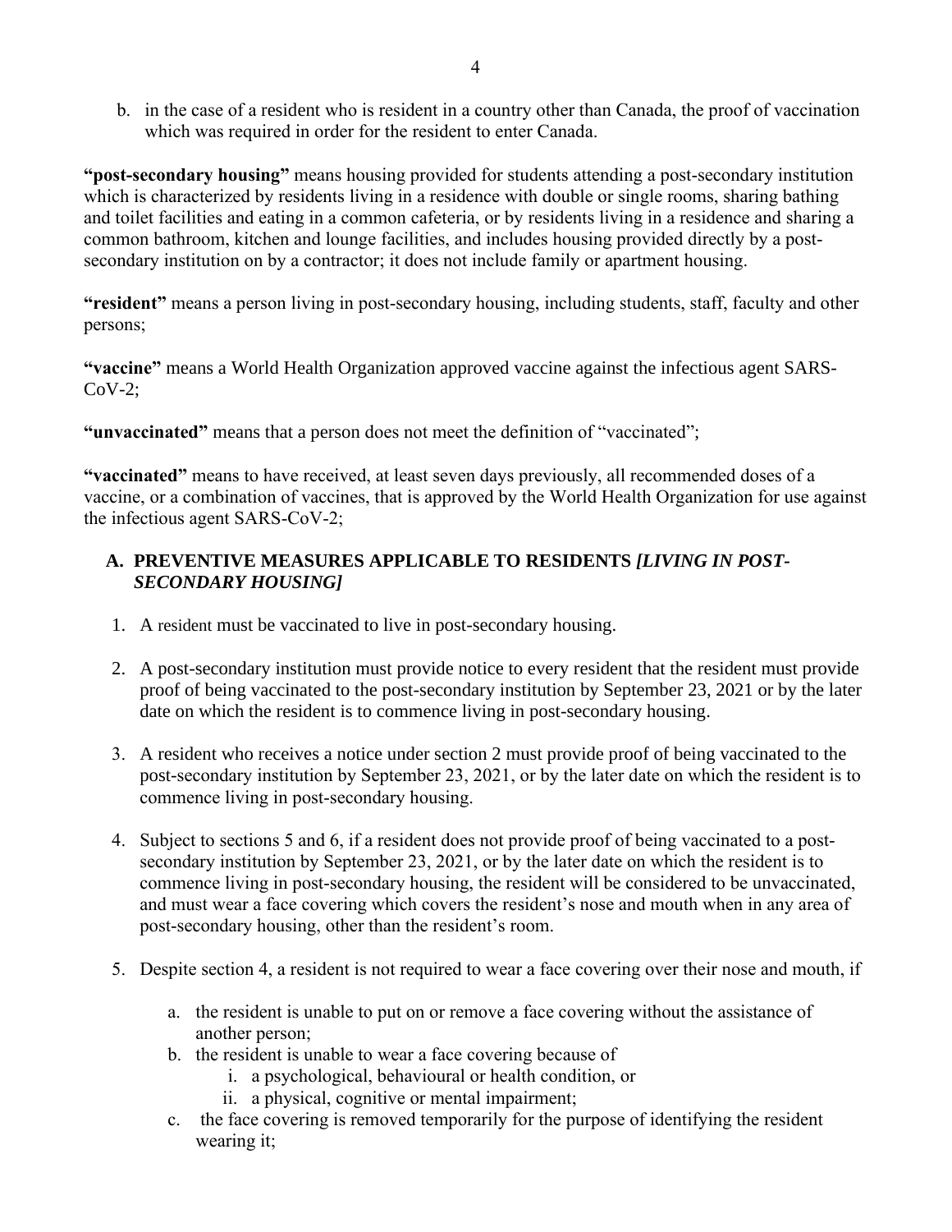b. in the case of a resident who is resident in a country other than Canada, the proof of vaccination which was required in order for the resident to enter Canada.

**"post-secondary housing"** means housing provided for students attending a post-secondary institution which is characterized by residents living in a residence with double or single rooms, sharing bathing and toilet facilities and eating in a common cafeteria, or by residents living in a residence and sharing a common bathroom, kitchen and lounge facilities, and includes housing provided directly by a post-secondary institution on by a contractor; it does not include family or apartment housing.

**"resident"** means a person living in post-secondary housing, including students, staff, faculty and other persons;

**"vaccine"** means a World Health Organization approved vaccine against the infectious agent SARS-CoV-2;

**"unvaccinated"** means that a person does not meet the definition of "vaccinated";

**"vaccinated"** means to have received, at least seven days previously, all recommended doses of a vaccine, or a combination of vaccines, that is approved by the World Health Organization for use against the infectious agent SARS-CoV-2;

## A. PREVENTIVE MEASURES APPLICABLE TO RESIDENTS *[LIVING IN POST-SECONDARY HOUSING]*

1. A resident must be vaccinated to live in post-secondary housing.
2. A post-secondary institution must provide notice to every resident that the resident must provide proof of being vaccinated to the post-secondary institution by September 23, 2021 or by the later date on which the resident is to commence living in post-secondary housing.
3. A resident who receives a notice under section 2 must provide proof of being vaccinated to the post-secondary institution by September 23, 2021, or by the later date on which the resident is to commence living in post-secondary housing.
4. Subject to sections 5 and 6, if a resident does not provide proof of being vaccinated to a post-secondary institution by September 23, 2021, or by the later date on which the resident is to commence living in post-secondary housing, the resident will be considered to be unvaccinated, and must wear a face covering which covers the resident's nose and mouth when in any area of post-secondary housing, other than the resident's room.
5. Despite section 4, a resident is not required to wear a face covering over their nose and mouth, if
   a. the resident is unable to put on or remove a face covering without the assistance of another person;
   b. the resident is unable to wear a face covering because of
      i. a psychological, behavioural or health condition, or
      ii. a physical, cognitive or mental impairment;
   c. the face covering is removed temporarily for the purpose of identifying the resident wearing it;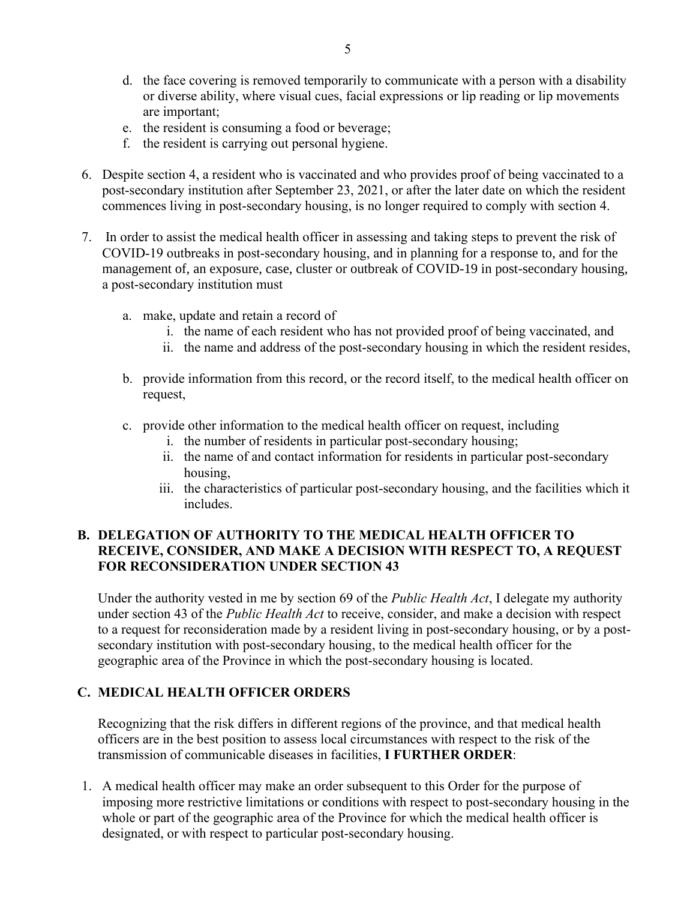d. the face covering is removed temporarily to communicate with a person with a disability or diverse ability, where visual cues, facial expressions or lip reading or lip movements are important;
e. the resident is consuming a food or beverage;
f. the resident is carrying out personal hygiene.

6. Despite section 4, a resident who is vaccinated and who provides proof of being vaccinated to a post-secondary institution after September 23, 2021, or after the later date on which the resident commences living in post-secondary housing, is no longer required to comply with section 4.

7. In order to assist the medical health officer in assessing and taking steps to prevent the risk of COVID-19 outbreaks in post-secondary housing, and in planning for a response to, and for the management of, an exposure, case, cluster or outbreak of COVID-19 in post-secondary housing, a post-secondary institution must

   a. make, update and retain a record of
      i. the name of each resident who has not provided proof of being vaccinated, and
      ii. the name and address of the post-secondary housing in which the resident resides,

   b. provide information from this record, or the record itself, to the medical health officer on request,

   c. provide other information to the medical health officer on request, including
      i. the number of residents in particular post-secondary housing;
      ii. the name of and contact information for residents in particular post-secondary housing,
      iii. the characteristics of particular post-secondary housing, and the facilities which it includes.

## B. DELEGATION OF AUTHORITY TO THE MEDICAL HEALTH OFFICER TO RECEIVE, CONSIDER, AND MAKE A DECISION WITH RESPECT TO, A REQUEST FOR RECONSIDERATION UNDER SECTION 43

Under the authority vested in me by section 69 of the *Public Health Act*, I delegate my authority under section 43 of the *Public Health Act* to receive, consider, and make a decision with respect to a request for reconsideration made by a resident living in post-secondary housing, or by a post-secondary institution with post-secondary housing, to the medical health officer for the geographic area of the Province in which the post-secondary housing is located.

## C. MEDICAL HEALTH OFFICER ORDERS

Recognizing that the risk differs in different regions of the province, and that medical health officers are in the best position to assess local circumstances with respect to the risk of the transmission of communicable diseases in facilities, **I FURTHER ORDER**:

1. A medical health officer may make an order subsequent to this Order for the purpose of imposing more restrictive limitations or conditions with respect to post-secondary housing in the whole or part of the geographic area of the Province for which the medical health officer is designated, or with respect to particular post-secondary housing.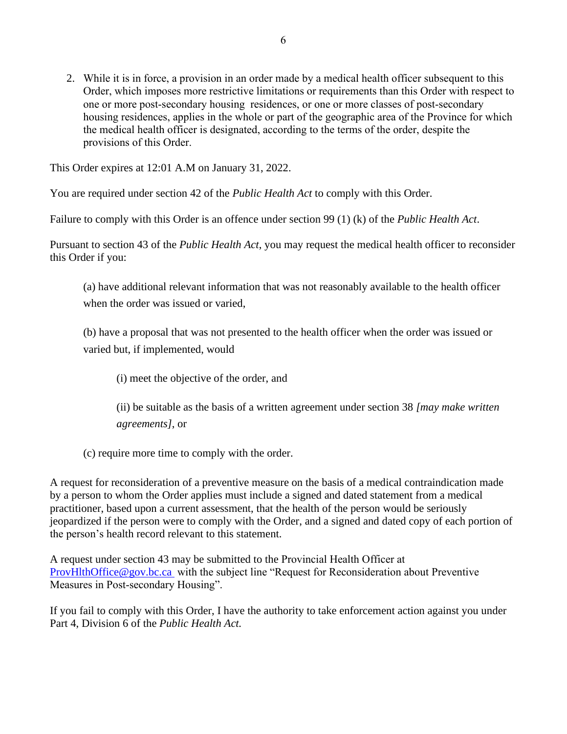2. While it is in force, a provision in an order made by a medical health officer subsequent to this Order, which imposes more restrictive limitations or requirements than this Order with respect to one or more post-secondary housing residences, or one or more classes of post-secondary housing residences, applies in the whole or part of the geographic area of the Province for which the medical health officer is designated, according to the terms of the order, despite the provisions of this Order.

This Order expires at 12:01 A.M on January 31, 2022.

You are required under section 42 of the *Public Health Act* to comply with this Order.

Failure to comply with this Order is an offence under section 99 (1) (k) of the *Public Health Act*.

Pursuant to section 43 of the *Public Health Act*, you may request the medical health officer to reconsider this Order if you:

(a) have additional relevant information that was not reasonably available to the health officer when the order was issued or varied,

(b) have a proposal that was not presented to the health officer when the order was issued or varied but, if implemented, would

(i) meet the objective of the order, and

(ii) be suitable as the basis of a written agreement under section 38 *[may make written agreements]*, or

(c) require more time to comply with the order.

A request for reconsideration of a preventive measure on the basis of a medical contraindication made by a person to whom the Order applies must include a signed and dated statement from a medical practitioner, based upon a current assessment, that the health of the person would be seriously jeopardized if the person were to comply with the Order, and a signed and dated copy of each portion of the person's health record relevant to this statement.

A request under section 43 may be submitted to the Provincial Health Officer at ProvHlthOffice@gov.bc.ca with the subject line "Request for Reconsideration about Preventive Measures in Post-secondary Housing".

If you fail to comply with this Order, I have the authority to take enforcement action against you under Part 4, Division 6 of the *Public Health Act.*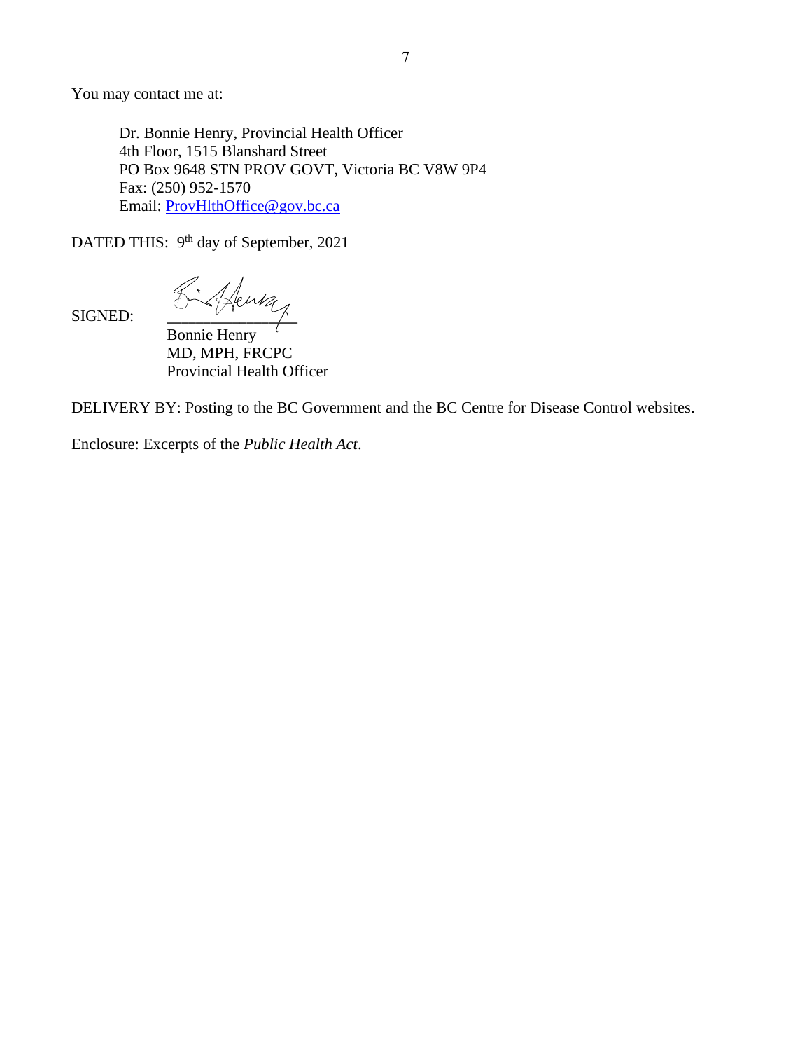You may contact me at:

Dr. Bonnie Henry, Provincial Health Officer
4th Floor, 1515 Blanshard Street
PO Box 9648 STN PROV GOVT, Victoria BC V8W 9P4
Fax: (250) 952-1570
Email: ProvHlthOffice@gov.bc.ca

DATED THIS: 9th day of September, 2021

SIGNED: ________________
Bonnie Henry
MD, MPH, FRCPC
Provincial Health Officer

DELIVERY BY: Posting to the BC Government and the BC Centre for Disease Control websites.

Enclosure: Excerpts of the *Public Health Act*.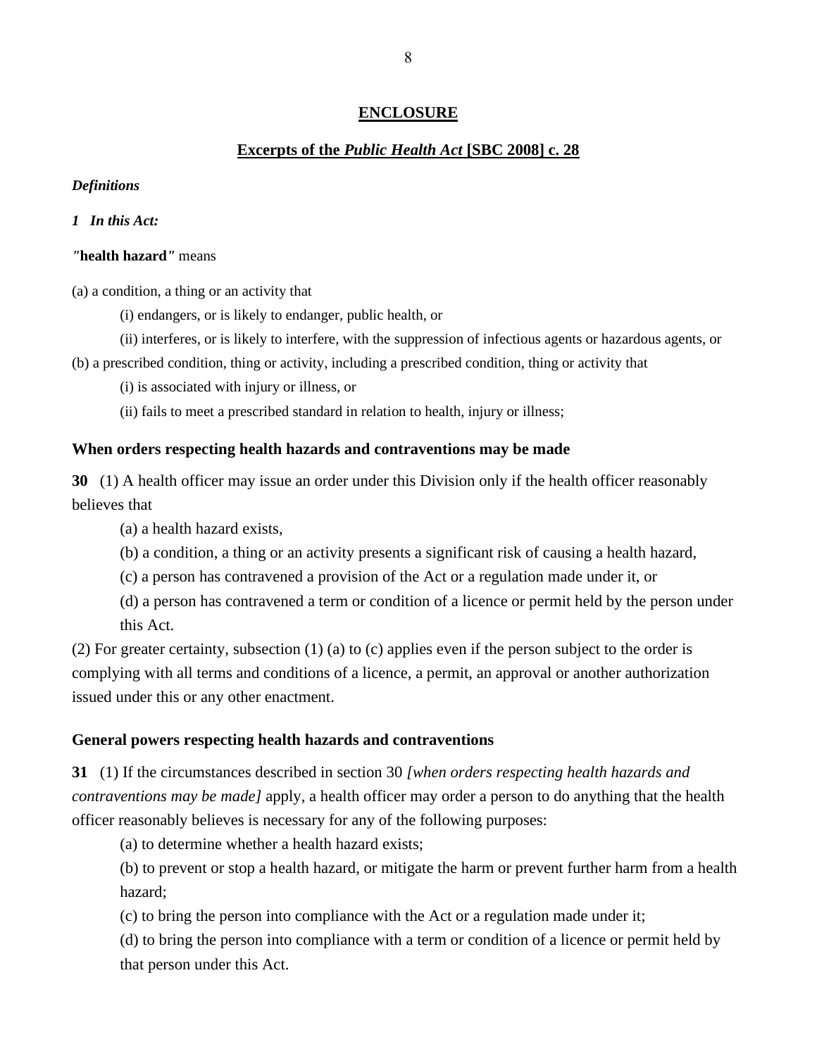## ENCLOSURE

## Excerpts of the *Public Health Act* [SBC 2008] c. 28

***Definitions***

***1 In this Act:***

*"***health hazard***"* means

(a) a condition, a thing or an activity that

(i) endangers, or is likely to endanger, public health, or

(ii) interferes, or is likely to interfere, with the suppression of infectious agents or hazardous agents, or

(b) a prescribed condition, thing or activity, including a prescribed condition, thing or activity that

(i) is associated with injury or illness, or

(ii) fails to meet a prescribed standard in relation to health, injury or illness;

**When orders respecting health hazards and contraventions may be made**

**30** (1) A health officer may issue an order under this Division only if the health officer reasonably believes that

(a) a health hazard exists,

(b) a condition, a thing or an activity presents a significant risk of causing a health hazard,

(c) a person has contravened a provision of the Act or a regulation made under it, or

(d) a person has contravened a term or condition of a licence or permit held by the person under this Act.

(2) For greater certainty, subsection (1) (a) to (c) applies even if the person subject to the order is complying with all terms and conditions of a licence, a permit, an approval or another authorization issued under this or any other enactment.

**General powers respecting health hazards and contraventions**

**31** (1) If the circumstances described in section 30 *[when orders respecting health hazards and contraventions may be made]* apply, a health officer may order a person to do anything that the health officer reasonably believes is necessary for any of the following purposes:

(a) to determine whether a health hazard exists;

(b) to prevent or stop a health hazard, or mitigate the harm or prevent further harm from a health hazard;

(c) to bring the person into compliance with the Act or a regulation made under it;

(d) to bring the person into compliance with a term or condition of a licence or permit held by that person under this Act.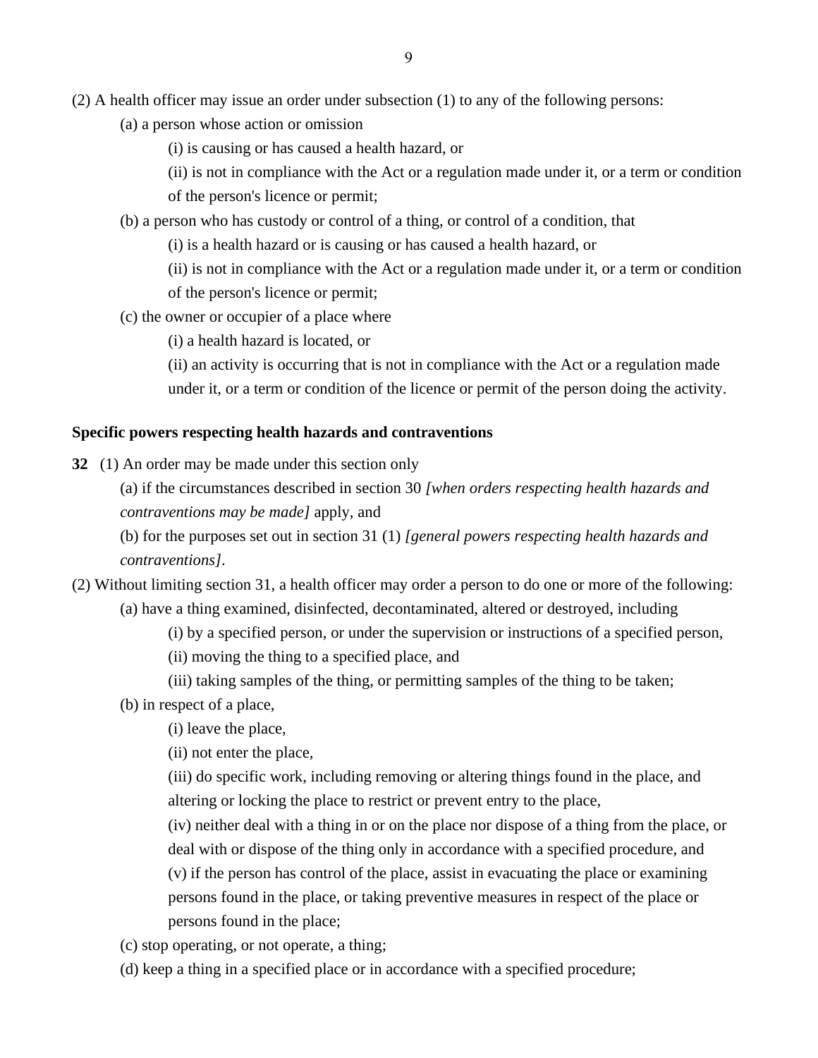(2) A health officer may issue an order under subsection (1) to any of the following persons:

(a) a person whose action or omission

(i) is causing or has caused a health hazard, or

(ii) is not in compliance with the Act or a regulation made under it, or a term or condition of the person's licence or permit;

(b) a person who has custody or control of a thing, or control of a condition, that

(i) is a health hazard or is causing or has caused a health hazard, or

(ii) is not in compliance with the Act or a regulation made under it, or a term or condition of the person's licence or permit;

(c) the owner or occupier of a place where

(i) a health hazard is located, or

(ii) an activity is occurring that is not in compliance with the Act or a regulation made under it, or a term or condition of the licence or permit of the person doing the activity.

**Specific powers respecting health hazards and contraventions**

**32** (1) An order may be made under this section only

(a) if the circumstances described in section 30 *[when orders respecting health hazards and contraventions may be made]* apply, and

(b) for the purposes set out in section 31 (1) *[general powers respecting health hazards and contraventions]*.

(2) Without limiting section 31, a health officer may order a person to do one or more of the following:

(a) have a thing examined, disinfected, decontaminated, altered or destroyed, including

(i) by a specified person, or under the supervision or instructions of a specified person,

(ii) moving the thing to a specified place, and

(iii) taking samples of the thing, or permitting samples of the thing to be taken;

(b) in respect of a place,

(i) leave the place,

(ii) not enter the place,

(iii) do specific work, including removing or altering things found in the place, and altering or locking the place to restrict or prevent entry to the place,

(iv) neither deal with a thing in or on the place nor dispose of a thing from the place, or deal with or dispose of the thing only in accordance with a specified procedure, and

(v) if the person has control of the place, assist in evacuating the place or examining persons found in the place, or taking preventive measures in respect of the place or persons found in the place;

(c) stop operating, or not operate, a thing;

(d) keep a thing in a specified place or in accordance with a specified procedure;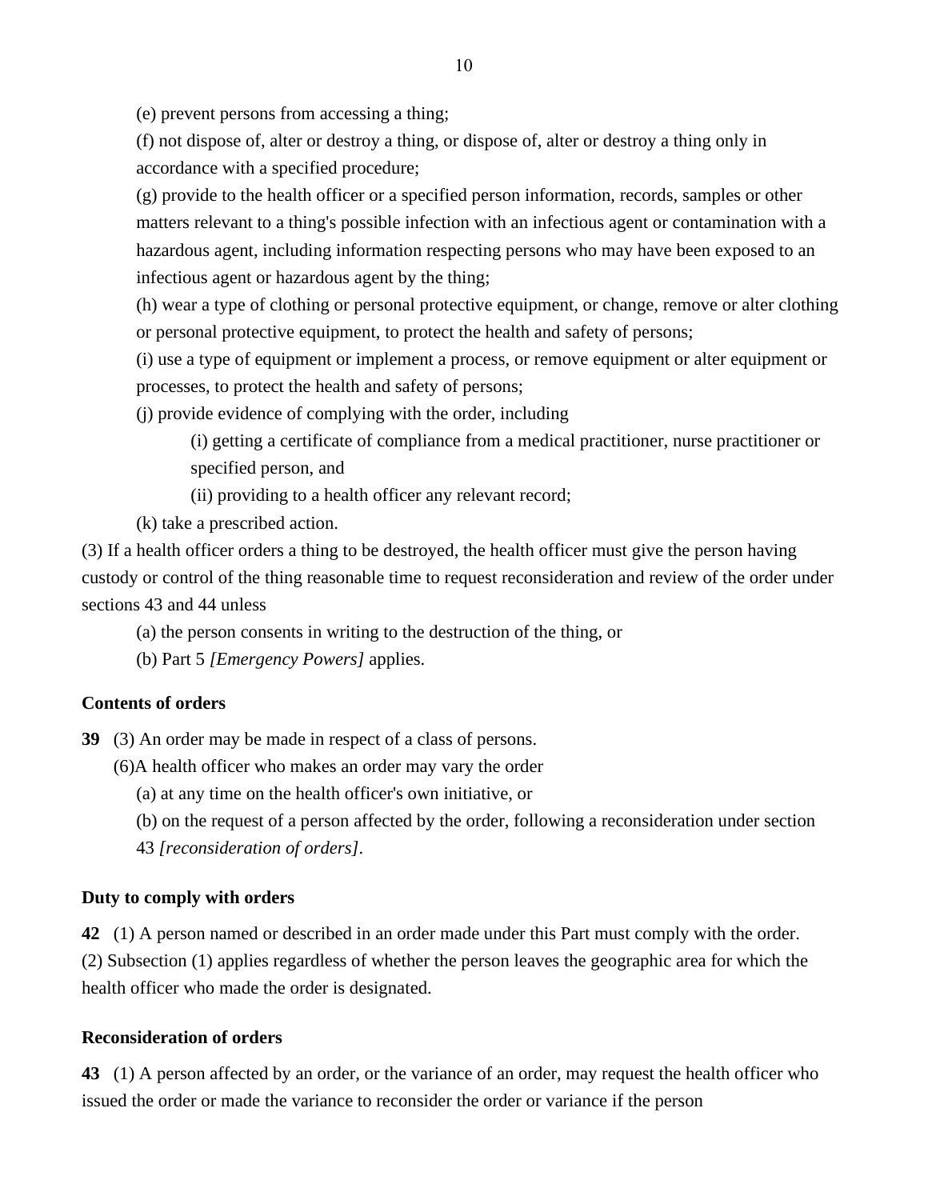(e) prevent persons from accessing a thing;

(f) not dispose of, alter or destroy a thing, or dispose of, alter or destroy a thing only in accordance with a specified procedure;

(g) provide to the health officer or a specified person information, records, samples or other matters relevant to a thing's possible infection with an infectious agent or contamination with a hazardous agent, including information respecting persons who may have been exposed to an infectious agent or hazardous agent by the thing;

(h) wear a type of clothing or personal protective equipment, or change, remove or alter clothing or personal protective equipment, to protect the health and safety of persons;

(i) use a type of equipment or implement a process, or remove equipment or alter equipment or processes, to protect the health and safety of persons;

(j) provide evidence of complying with the order, including

(i) getting a certificate of compliance from a medical practitioner, nurse practitioner or specified person, and

(ii) providing to a health officer any relevant record;

(k) take a prescribed action.

(3) If a health officer orders a thing to be destroyed, the health officer must give the person having custody or control of the thing reasonable time to request reconsideration and review of the order under sections 43 and 44 unless

(a) the person consents in writing to the destruction of the thing, or

(b) Part 5 *[Emergency Powers]* applies.

**Contents of orders**

**39** (3) An order may be made in respect of a class of persons.

(6)A health officer who makes an order may vary the order

(a) at any time on the health officer's own initiative, or

(b) on the request of a person affected by the order, following a reconsideration under section 43 *[reconsideration of orders]*.

**Duty to comply with orders**

**42** (1) A person named or described in an order made under this Part must comply with the order.

(2) Subsection (1) applies regardless of whether the person leaves the geographic area for which the health officer who made the order is designated.

**Reconsideration of orders**

**43** (1) A person affected by an order, or the variance of an order, may request the health officer who issued the order or made the variance to reconsider the order or variance if the person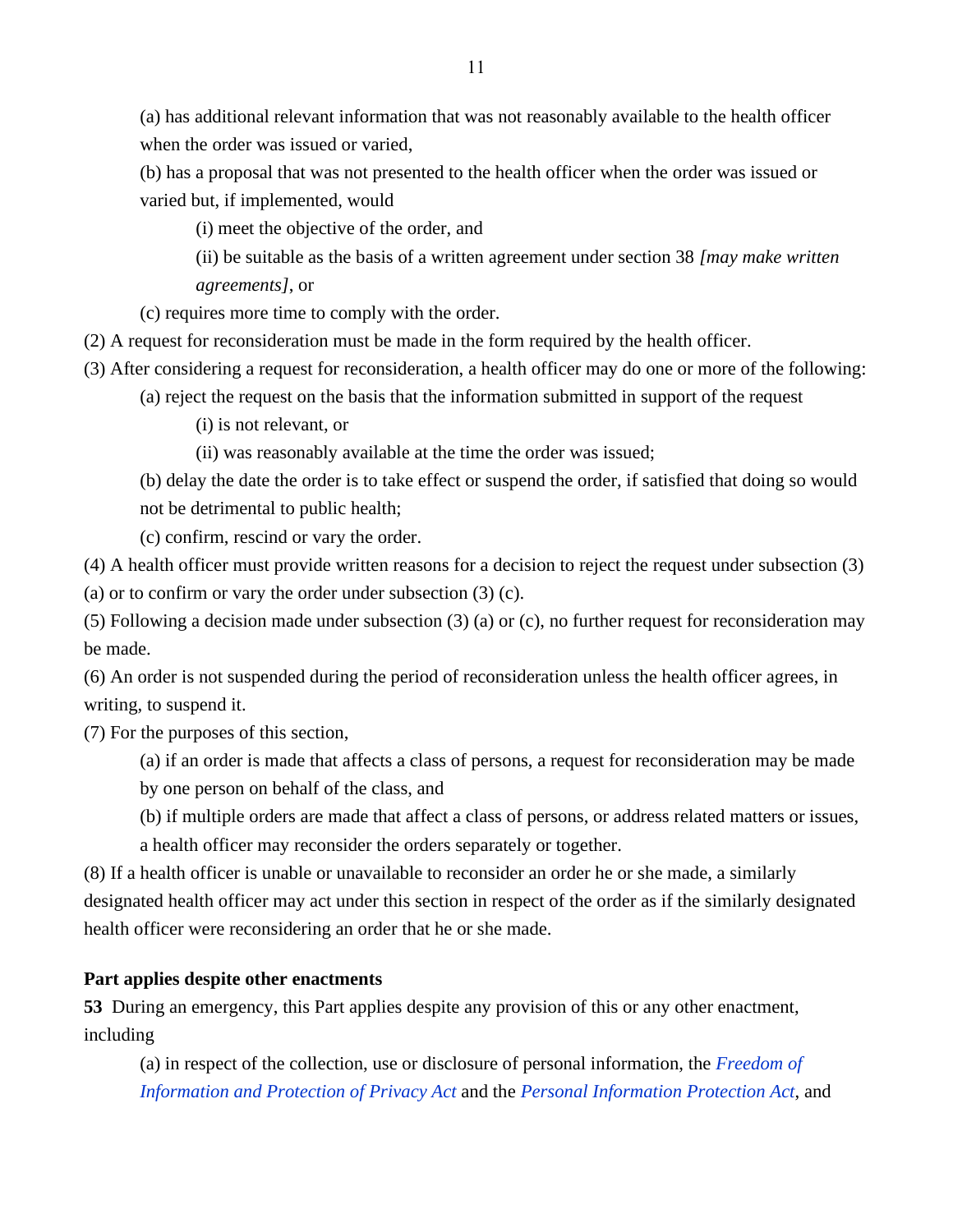(a) has additional relevant information that was not reasonably available to the health officer when the order was issued or varied,

(b) has a proposal that was not presented to the health officer when the order was issued or varied but, if implemented, would

(i) meet the objective of the order, and

(ii) be suitable as the basis of a written agreement under section 38 *[may make written agreements]*, or

(c) requires more time to comply with the order.

(2) A request for reconsideration must be made in the form required by the health officer.

(3) After considering a request for reconsideration, a health officer may do one or more of the following:

(a) reject the request on the basis that the information submitted in support of the request

(i) is not relevant, or

(ii) was reasonably available at the time the order was issued;

(b) delay the date the order is to take effect or suspend the order, if satisfied that doing so would not be detrimental to public health;

(c) confirm, rescind or vary the order.

(4) A health officer must provide written reasons for a decision to reject the request under subsection (3) (a) or to confirm or vary the order under subsection (3) (c).

(5) Following a decision made under subsection (3) (a) or (c), no further request for reconsideration may be made.

(6) An order is not suspended during the period of reconsideration unless the health officer agrees, in writing, to suspend it.

(7) For the purposes of this section,

(a) if an order is made that affects a class of persons, a request for reconsideration may be made by one person on behalf of the class, and

(b) if multiple orders are made that affect a class of persons, or address related matters or issues, a health officer may reconsider the orders separately or together.

(8) If a health officer is unable or unavailable to reconsider an order he or she made, a similarly designated health officer may act under this section in respect of the order as if the similarly designated health officer were reconsidering an order that he or she made.

**Part applies despite other enactments**

**53** During an emergency, this Part applies despite any provision of this or any other enactment, including

(a) in respect of the collection, use or disclosure of personal information, the *Freedom of Information and Protection of Privacy Act* and the *Personal Information Protection Act*, and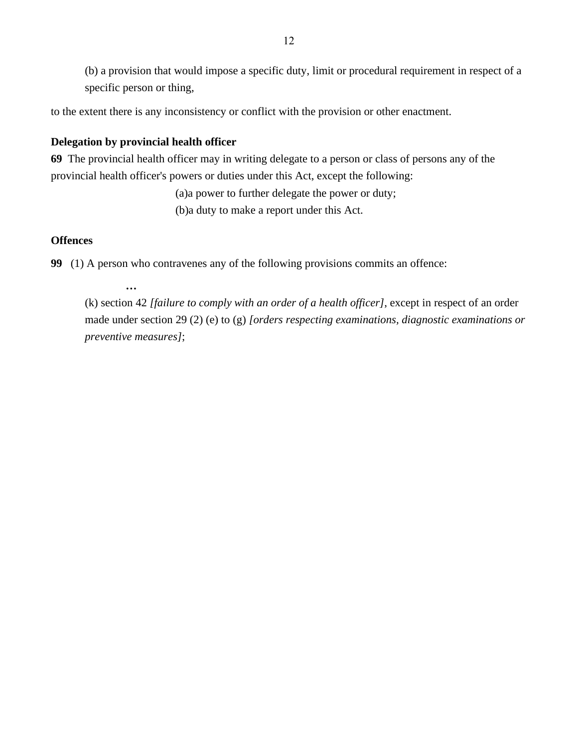(b) a provision that would impose a specific duty, limit or procedural requirement in respect of a specific person or thing,

to the extent there is any inconsistency or conflict with the provision or other enactment.

**Delegation by provincial health officer**

**69** The provincial health officer may in writing delegate to a person or class of persons any of the provincial health officer's powers or duties under this Act, except the following:

(a)a power to further delegate the power or duty;

(b)a duty to make a report under this Act.

**Offences**

**99** (1) A person who contravenes any of the following provisions commits an offence:

**…**

(k) section 42 *[failure to comply with an order of a health officer]*, except in respect of an order made under section 29 (2) (e) to (g) *[orders respecting examinations, diagnostic examinations or preventive measures]*;